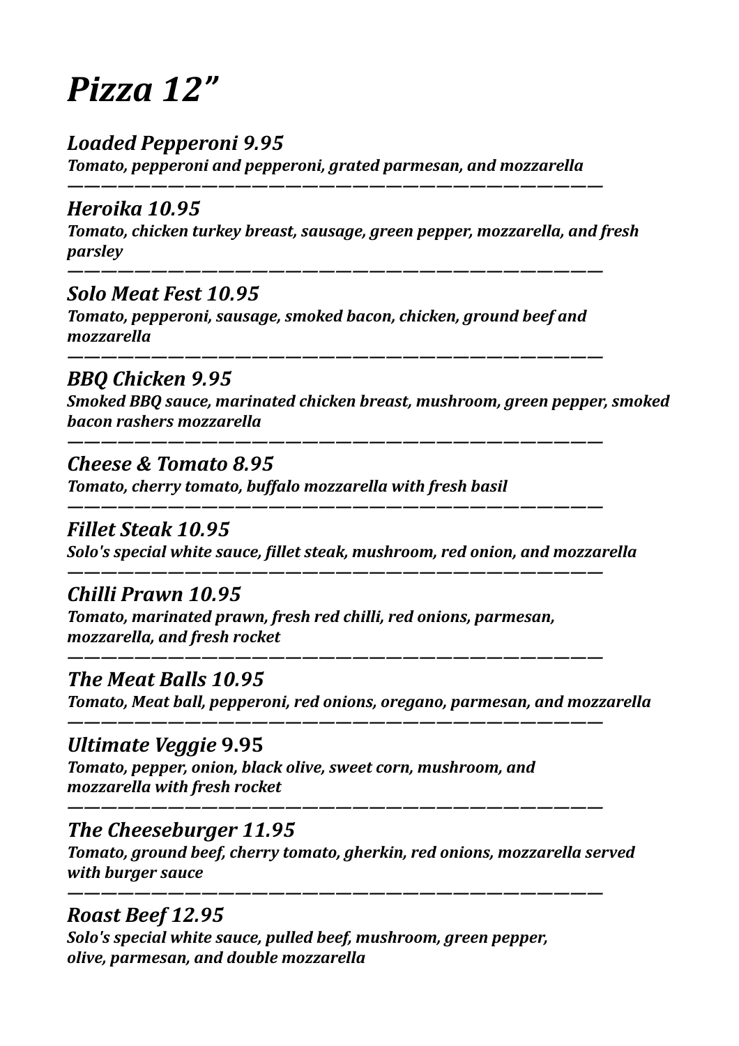# *Pizza 12"*

### *Loaded Pepperoni 9.95*
***Tomato, pepperoni and pepperoni, grated parmesan, and mozzarella***

---

### *Heroika 10.95*
***Tomato, chicken turkey breast, sausage, green pepper, mozzarella, and fresh parsley***

---

### *Solo Meat Fest 10.95*
***Tomato, pepperoni, sausage, smoked bacon, chicken, ground beef and mozzarella***

---

### *BBQ Chicken 9.95*
***Smoked BBQ sauce, marinated chicken breast, mushroom, green pepper, smoked bacon rashers mozzarella***

---

### *Cheese & Tomato 8.95*
***Tomato, cherry tomato, buffalo mozzarella with fresh basil***

---

### *Fillet Steak 10.95*
***Solo's special white sauce, fillet steak, mushroom, red onion, and mozzarella***

---

### *Chilli Prawn 10.95*
***Tomato, marinated prawn, fresh red chilli, red onions, parmesan, mozzarella, and fresh rocket***

---

### *The Meat Balls 10.95*
***Tomato, Meat ball, pepperoni, red onions, oregano, parmesan, and mozzarella***

---

### *Ultimate Veggie* 9.95
***Tomato, pepper, onion, black olive, sweet corn, mushroom, and mozzarella with fresh rocket***

---

### *The Cheeseburger 11.95*
***Tomato, ground beef, cherry tomato, gherkin, red onions, mozzarella served with burger sauce***

---

### *Roast Beef 12.95*
***Solo's special white sauce, pulled beef, mushroom, green pepper, olive, parmesan, and double mozzarella***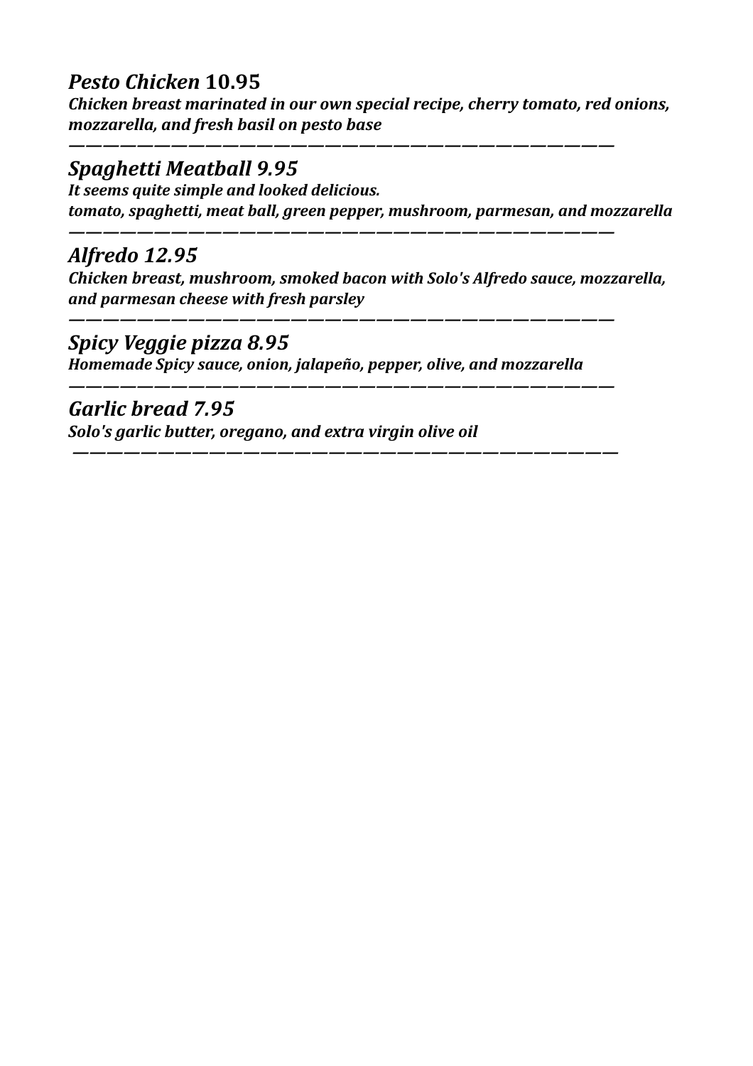### *Pesto Chicken* **10.95**

***Chicken breast marinated in our own special recipe, cherry tomato, red onions, mozzarella, and fresh basil on pesto base***

---

### *Spaghetti Meatball 9.95*

***It seems quite simple and looked delicious.***
***tomato, spaghetti, meat ball, green pepper, mushroom, parmesan, and mozzarella***

---

### *Alfredo 12.95*

***Chicken breast, mushroom, smoked bacon with Solo's Alfredo sauce, mozzarella, and parmesan cheese with fresh parsley***

---

### *Spicy Veggie pizza 8.95*

***Homemade Spicy sauce, onion, jalapeño, pepper, olive, and mozzarella***

---

### *Garlic bread 7.95*

***Solo's garlic butter, oregano, and extra virgin olive oil***

---